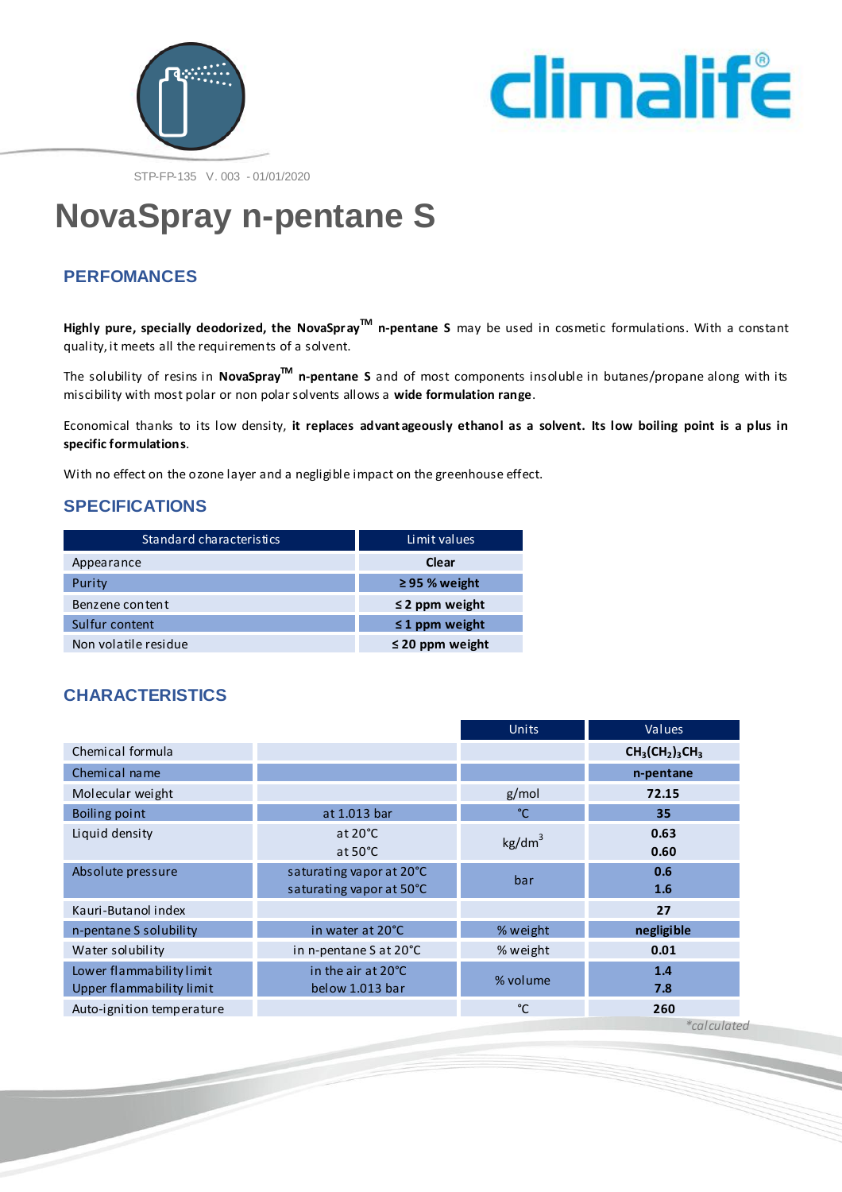STP-FP-135 V. 003 - 01/01/2020

# NovaSpray n-pentane S

## PERFOMANCES

**Highly pure, specially deodorized, the NovaSpray™ n-pentane S** may be used in cosmetic formulations. With a constant quality, it meets all the requirements of a solvent.

The solubility of resins in **NovaSpray™ n-pentane S** and of most components insoluble in butanes/propane along with its miscibility with most polar or non polar solvents allows a **wide formulation range**.

Economical thanks to its low density, **it replaces advantageously ethanol as a solvent. Its low boiling point is a plus in specific formulations**.

With no effect on the ozone layer and a negligible impact on the greenhouse effect.

## SPECIFICATIONS

| Standard characteristics | Limit values |
|---|---|
| Appearance | **Clear** |
| Purity | **≥ 95 % weight** |
| Benzene content | **≤ 2 ppm weight** |
| Sulfur content | **≤ 1 ppm weight** |
| Non volatile residue | **≤ 20 ppm weight** |

## CHARACTERISTICS

| | | Units | Values |
|---|---|---|---|
| Chemical formula | | | **$CH_3(CH_2)_3CH_3$** |
| Chemical name | | | **n-pentane** |
| Molecular weight | | g/mol | **72.15** |
| Boiling point | at 1.013 bar | °C | **35** |
| Liquid density | at 20°C<br>at 50°C | $kg/dm^3$ | **0.63**<br>**0.60** |
| Absolute pressure | saturating vapor at 20°C<br>saturating vapor at 50°C | bar | **0.6**<br>**1.6** |
| Kauri-Butanol index | | | **27** |
| n-pentane S solubility | in water at 20°C | % weight | **negligible** |
| Water solubility | in n-pentane S at 20°C | % weight | **0.01** |
| Lower flammability limit<br>Upper flammability limit | in the air at 20°C<br>below 1.013 bar | % volume | **1.4**<br>**7.8** |
| Auto-ignition temperature | | °C | **260** |

*\*calculated*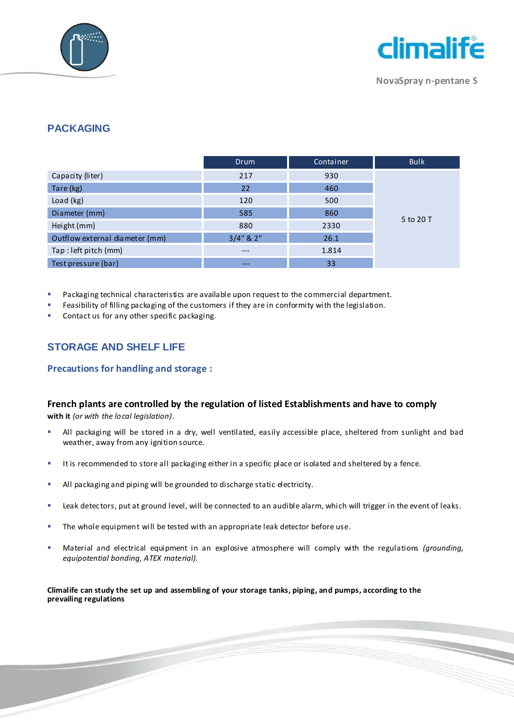## PACKAGING

| | Drum | Container | Bulk |
|---|---|---|---|
| Capacity (liter) | 217 | 930 | 5 to 20 T |
| Tare (kg) | 22 | 460 | |
| Load (kg) | 120 | 500 | |
| Diameter (mm) | 585 | 860 | |
| Height (mm) | 880 | 2330 | |
| Outflow external diameter (mm) | 3/4" & 2" | 26.1 | |
| Tap : left pitch (mm) | --- | 1.814 | |
| Test pressure (bar) | --- | 33 | |

- Packaging technical characteristics are available upon request to the commercial department.
- Feasibility of filling packaging of the customers if they are in conformity with the legislation.
- Contact us for any other specific packaging.

## STORAGE AND SHELF LIFE

### Precautions for handling and storage :

**French plants are controlled by the regulation of listed Establishments and have to comply with it** *(or with the local legislation)*.

- All packaging will be stored in a dry, well ventilated, easily accessible place, sheltered from sunlight and bad weather, away from any ignition source.
- It is recommended to store all packaging either in a specific place or isolated and sheltered by a fence.
- All packaging and piping will be grounded to discharge static electricity.
- Leak detectors, put at ground level, will be connected to an audible alarm, which will trigger in the event of leaks.
- The whole equipment will be tested with an appropriate leak detector before use.
- Material and electrical equipment in an explosive atmosphere will comply with the regulations *(grounding, equipotential bonding, ATEX material).*

**Climalife can study the set up and assembling of your storage tanks, piping, and pumps, according to the prevailing regulations**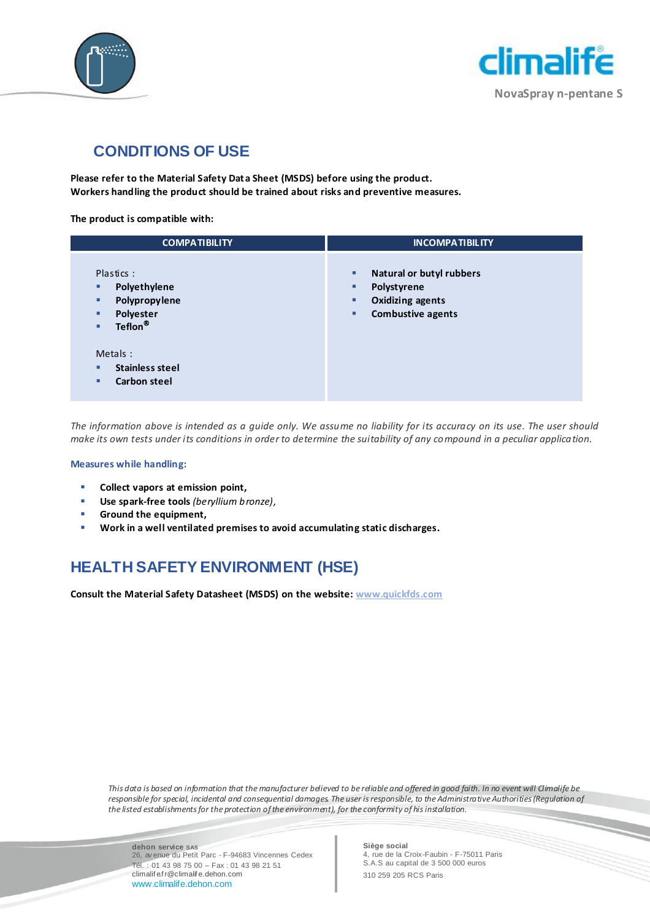## CONDITIONS OF USE

**Please refer to the Material Safety Data Sheet (MSDS) before using the product.**
**Workers handling the product should be trained about risks and preventive measures.**

**The product is compatible with:**

| COMPATIBILITY | INCOMPATIBILITY |
|---|---|
| Plastics :<br>▪ **Polyethylene**<br>▪ **Polypropylene**<br>▪ **Polyester**<br>▪ **Teflon®**<br><br>Metals :<br>▪ **Stainless steel**<br>▪ **Carbon steel** | ▪ **Natural or butyl rubbers**<br>▪ **Polystyrene**<br>▪ **Oxidizing agents**<br>▪ **Combustive agents** |

*The information above is intended as a guide only. We assume no liability for its accuracy on its use. The user should make its own tests under its conditions in order to determine the suitability of any compound in a peculiar application.*

**Measures while handling:**

- **Collect vapors at emission point,**
- **Use spark-free tools** *(beryllium bronze)*,
- **Ground the equipment,**
- **Work in a well ventilated premises to avoid accumulating static discharges.**

## HEALTH SAFETY ENVIRONMENT (HSE)

**Consult the Material Safety Datasheet (MSDS) on the website:** www.quickfds.com

*This data is based on information that the manufacturer believed to be reliable and offered in good faith. In no event will Climalife be responsible for special, incidental and consequential damages. The user is responsible, to the Administrative Authorities (Regulation of the listed establishments for the protection of the environment), for the conformity of his installation.*

dehon service SAS
26, avenue du Petit Parc - F-94683 Vincennes Cedex
Tél. : 01 43 98 75 00 – Fax : 01 43 98 21 51
climalife.fr@climalife.dehon.com
www.climalife.dehon.com

Siège social
4, rue de la Croix-Faubin - F-75011 Paris
S.A.S au capital de 3 500 000 euros
310 259 205 RCS Paris